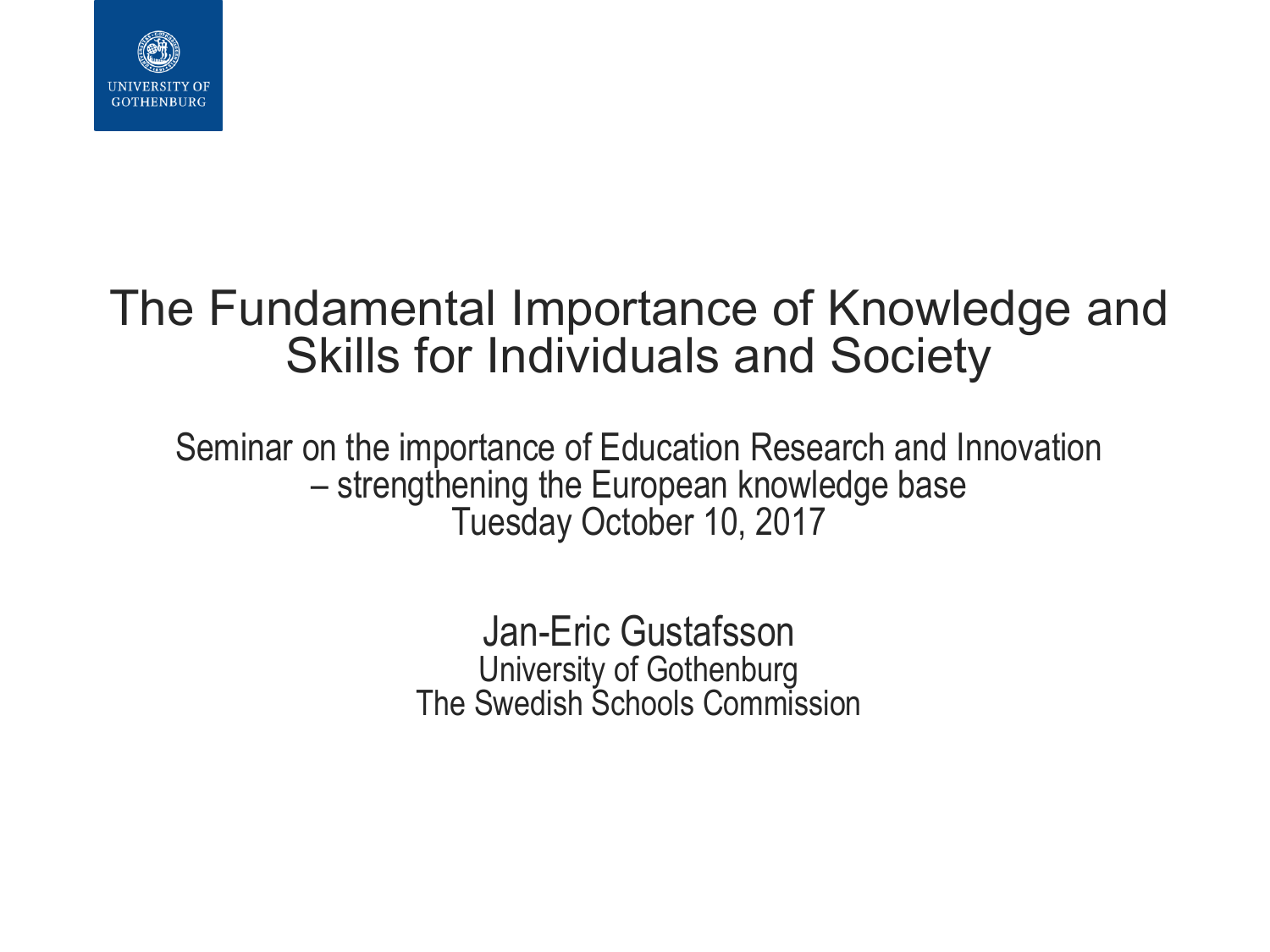UNIVERSITY OF GOTHENBURG

# The Fundamental Importance of Knowledge and Skills for Individuals and Society

Seminar on the importance of Education Research and Innovation – strengthening the European knowledge base
Tuesday October 10, 2017

Jan-Eric Gustafsson
University of Gothenburg
The Swedish Schools Commission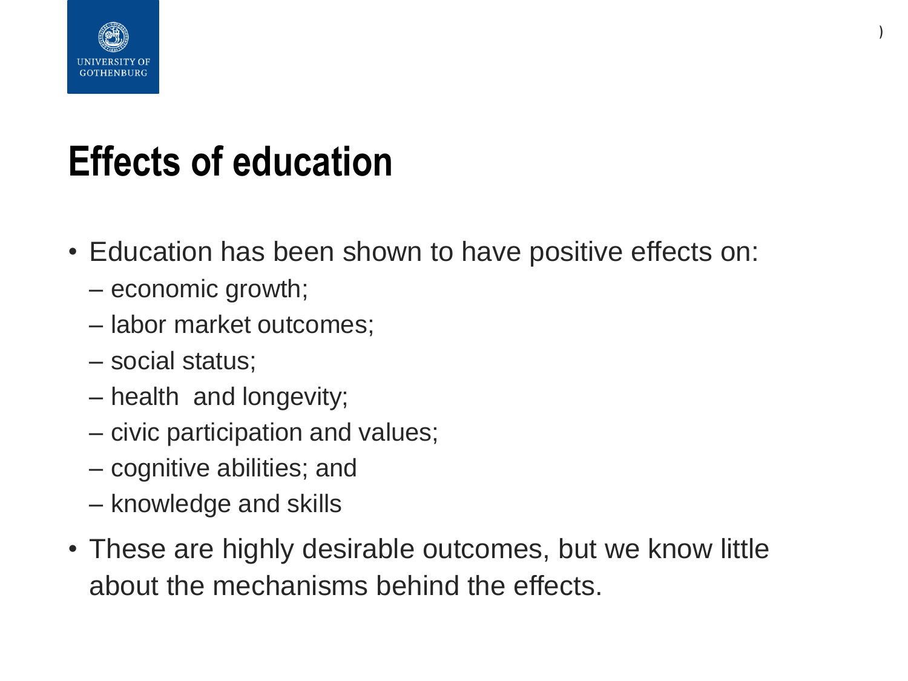# Effects of education

- Education has been shown to have positive effects on:
  - economic growth;
  - labor market outcomes;
  - social status;
  - health  and longevity;
  - civic participation and values;
  - cognitive abilities; and
  - knowledge and skills
- These are highly desirable outcomes, but we know little about the mechanisms behind the effects.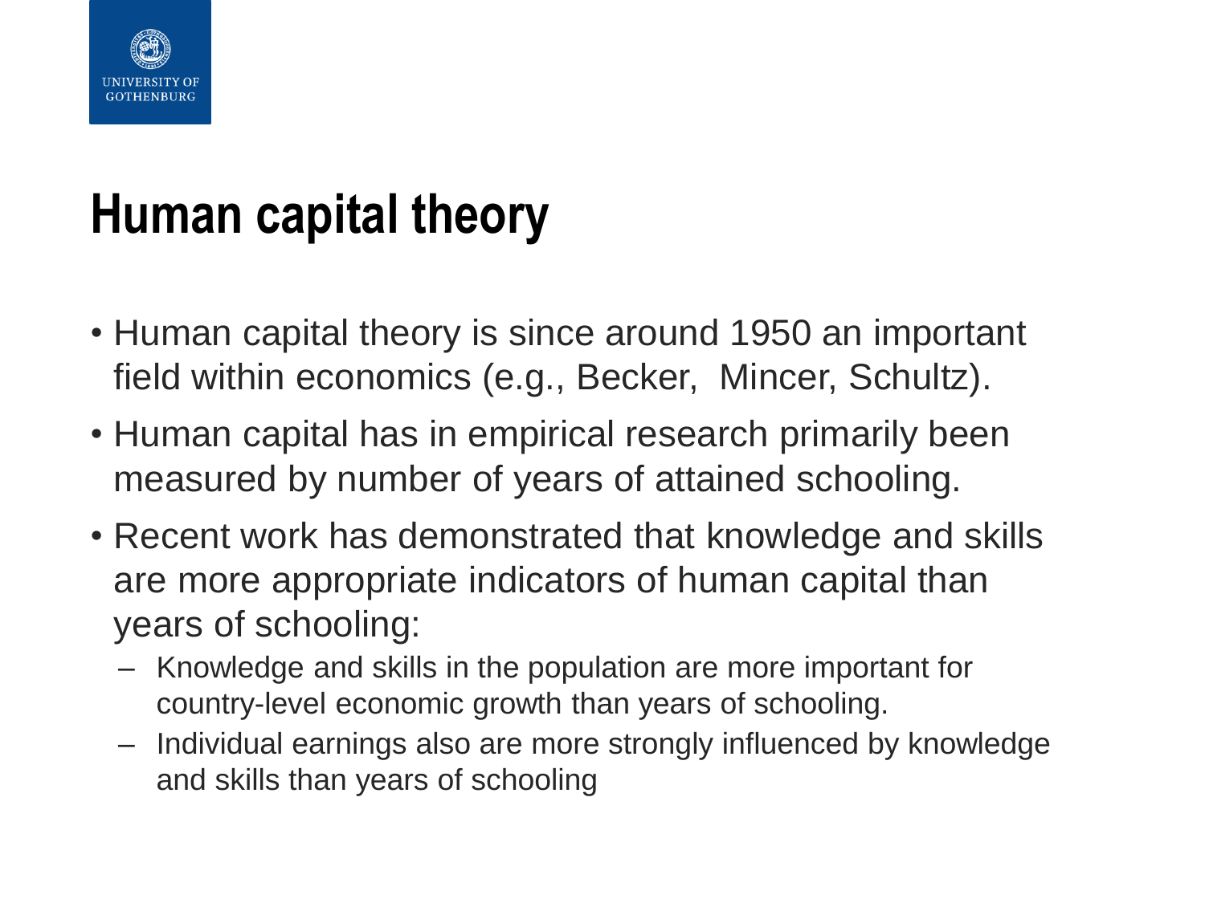# Human capital theory

- Human capital theory is since around 1950 an important field within economics (e.g., Becker,  Mincer, Schultz).
- Human capital has in empirical research primarily been measured by number of years of attained schooling.
- Recent work has demonstrated that knowledge and skills are more appropriate indicators of human capital than years of schooling:
  - Knowledge and skills in the population are more important for country-level economic growth than years of schooling.
  - Individual earnings also are more strongly influenced by knowledge and skills than years of schooling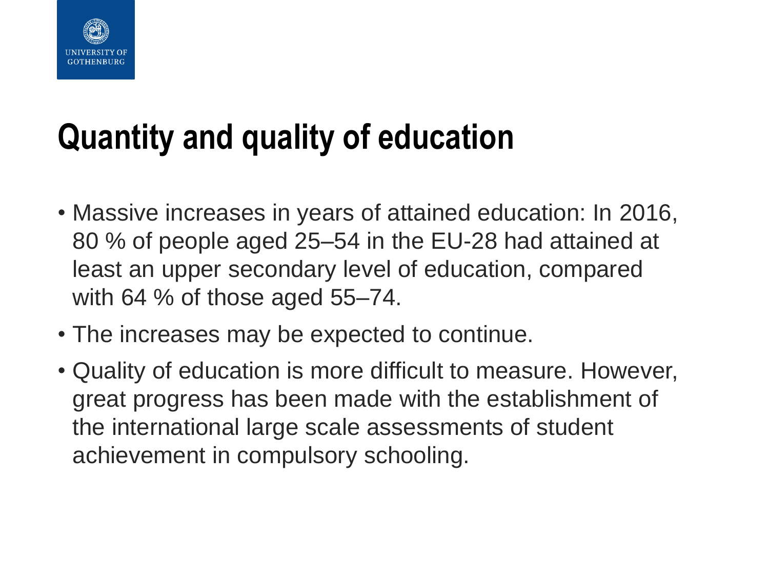# Quantity and quality of education

- Massive increases in years of attained education: In 2016, 80 % of people aged 25–54 in the EU-28 had attained at least an upper secondary level of education, compared with 64 % of those aged 55–74.
- The increases may be expected to continue.
- Quality of education is more difficult to measure. However, great progress has been made with the establishment of the international large scale assessments of student achievement in compulsory schooling.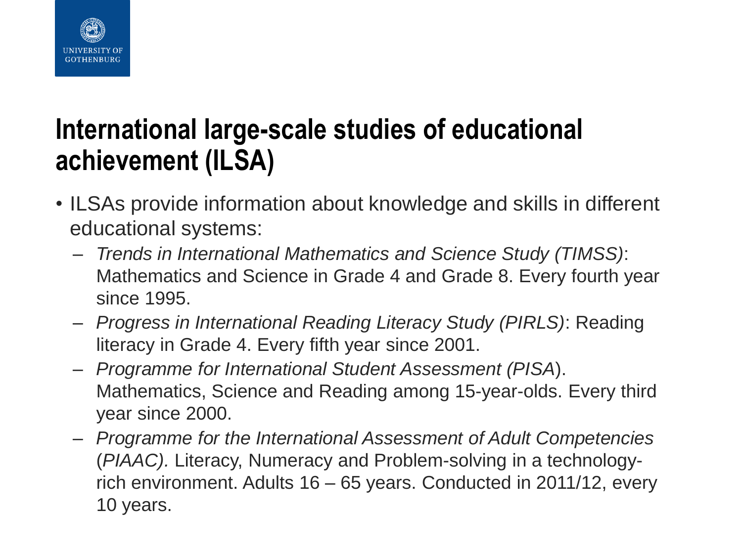# International large-scale studies of educational achievement (ILSA)

- ILSAs provide information about knowledge and skills in different educational systems:
  - *Trends in International Mathematics and Science Study (TIMSS)*: Mathematics and Science in Grade 4 and Grade 8. Every fourth year since 1995.
  - *Progress in International Reading Literacy Study (PIRLS)*: Reading literacy in Grade 4. Every fifth year since 2001.
  - *Programme for International Student Assessment (PISA*). Mathematics, Science and Reading among 15-year-olds. Every third year since 2000.
  - *Programme for the International Assessment of Adult Competencies* (*PIAAC).* Literacy, Numeracy and Problem-solving in a technology-rich environment. Adults 16 – 65 years. Conducted in 2011/12, every 10 years.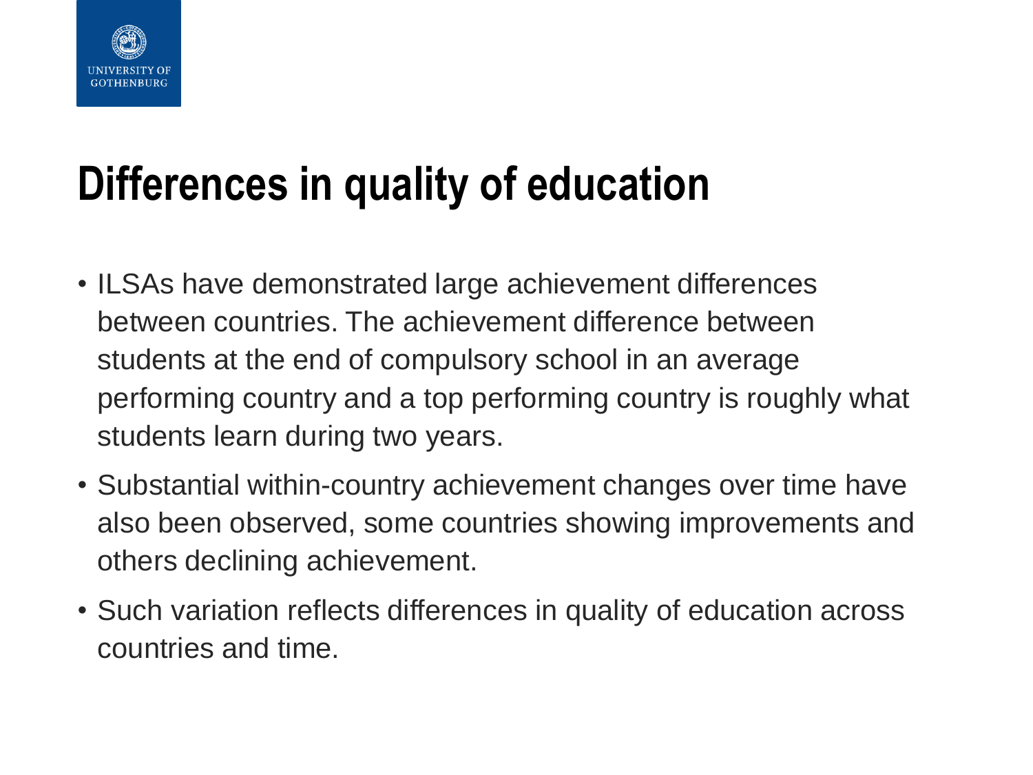# Differences in quality of education

- ILSAs have demonstrated large achievement differences between countries. The achievement difference between students at the end of compulsory school in an average performing country and a top performing country is roughly what students learn during two years.
- Substantial within-country achievement changes over time have also been observed, some countries showing improvements and others declining achievement.
- Such variation reflects differences in quality of education across countries and time.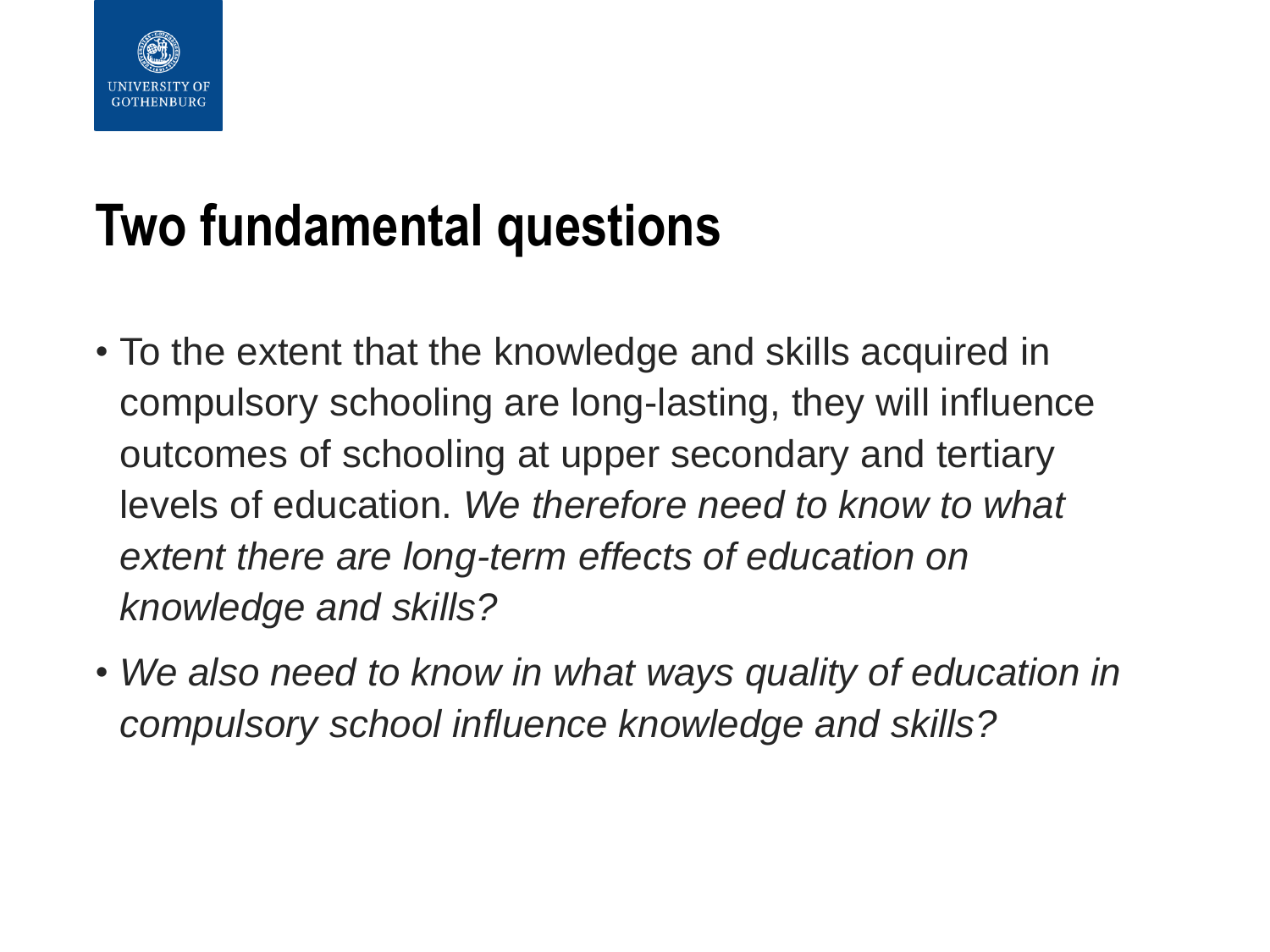# Two fundamental questions

- To the extent that the knowledge and skills acquired in compulsory schooling are long-lasting, they will influence outcomes of schooling at upper secondary and tertiary levels of education. *We therefore need to know to what extent there are long-term effects of education on knowledge and skills?*
- *We also need to know in what ways quality of education in compulsory school influence knowledge and skills?*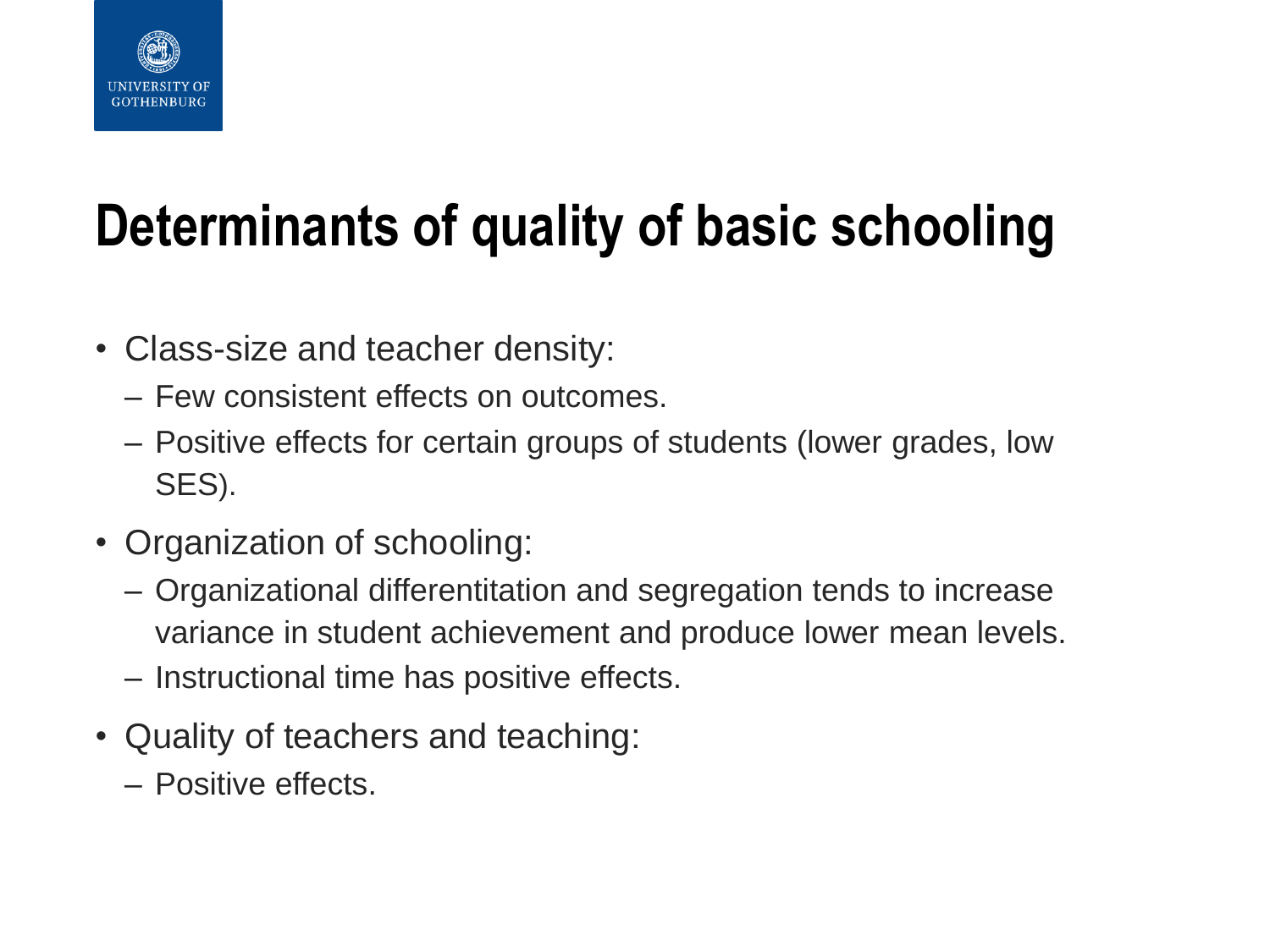# Determinants of quality of basic schooling

- Class-size and teacher density:
  - Few consistent effects on outcomes.
  - Positive effects for certain groups of students (lower grades, low SES).
- Organization of schooling:
  - Organizational differentitation and segregation tends to increase variance in student achievement and produce lower mean levels.
  - Instructional time has positive effects.
- Quality of teachers and teaching:
  - Positive effects.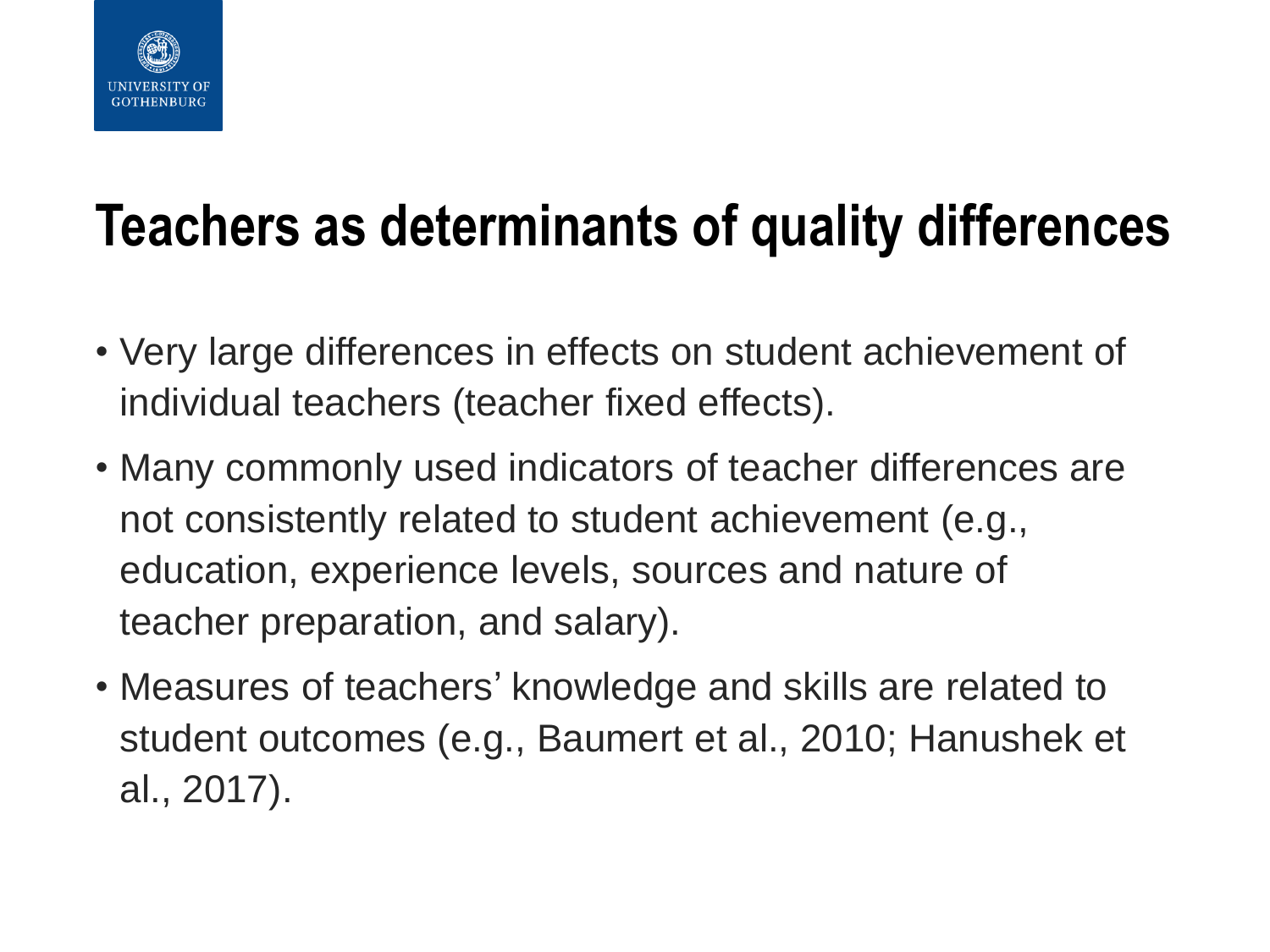# Teachers as determinants of quality differences

- Very large differences in effects on student achievement of individual teachers (teacher fixed effects).
- Many commonly used indicators of teacher differences are not consistently related to student achievement (e.g., education, experience levels, sources and nature of teacher preparation, and salary).
- Measures of teachers' knowledge and skills are related to student outcomes (e.g., Baumert et al., 2010; Hanushek et al., 2017).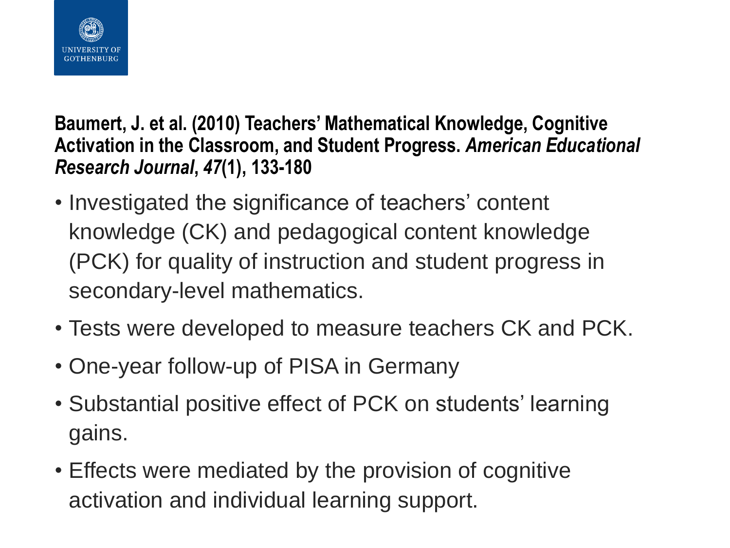**Baumert, J. et al. (2010) Teachers' Mathematical Knowledge, Cognitive Activation in the Classroom, and Student Progress.** ***American Educational Research Journal*****,** ***47*****(1), 133-180**

- Investigated the significance of teachers' content knowledge (CK) and pedagogical content knowledge (PCK) for quality of instruction and student progress in secondary-level mathematics.
- Tests were developed to measure teachers CK and PCK.
- One-year follow-up of PISA in Germany
- Substantial positive effect of PCK on students' learning gains.
- Effects were mediated by the provision of cognitive activation and individual learning support.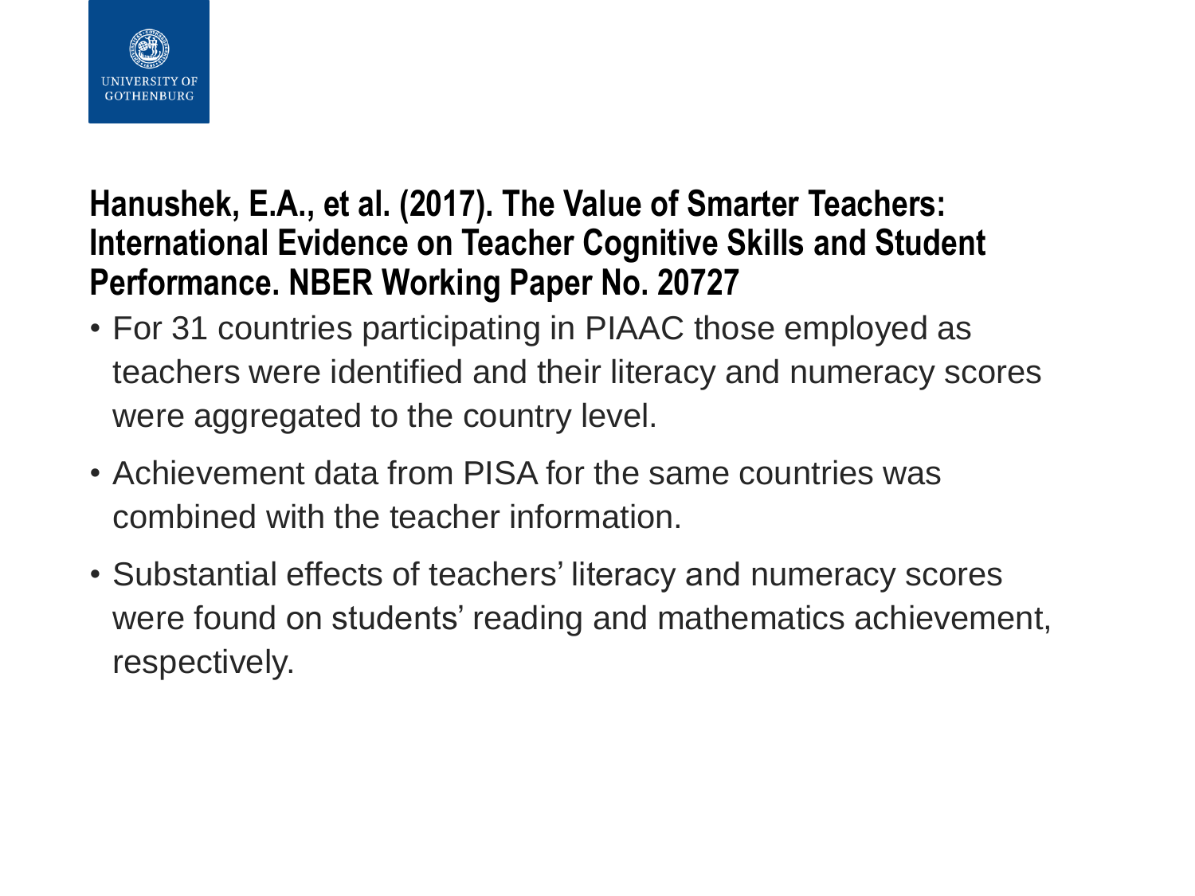## Hanushek, E.A., et al. (2017). The Value of Smarter Teachers: International Evidence on Teacher Cognitive Skills and Student Performance. NBER Working Paper No. 20727

- For 31 countries participating in PIAAC those employed as teachers were identified and their literacy and numeracy scores were aggregated to the country level.
- Achievement data from PISA for the same countries was combined with the teacher information.
- Substantial effects of teachers' literacy and numeracy scores were found on students' reading and mathematics achievement, respectively.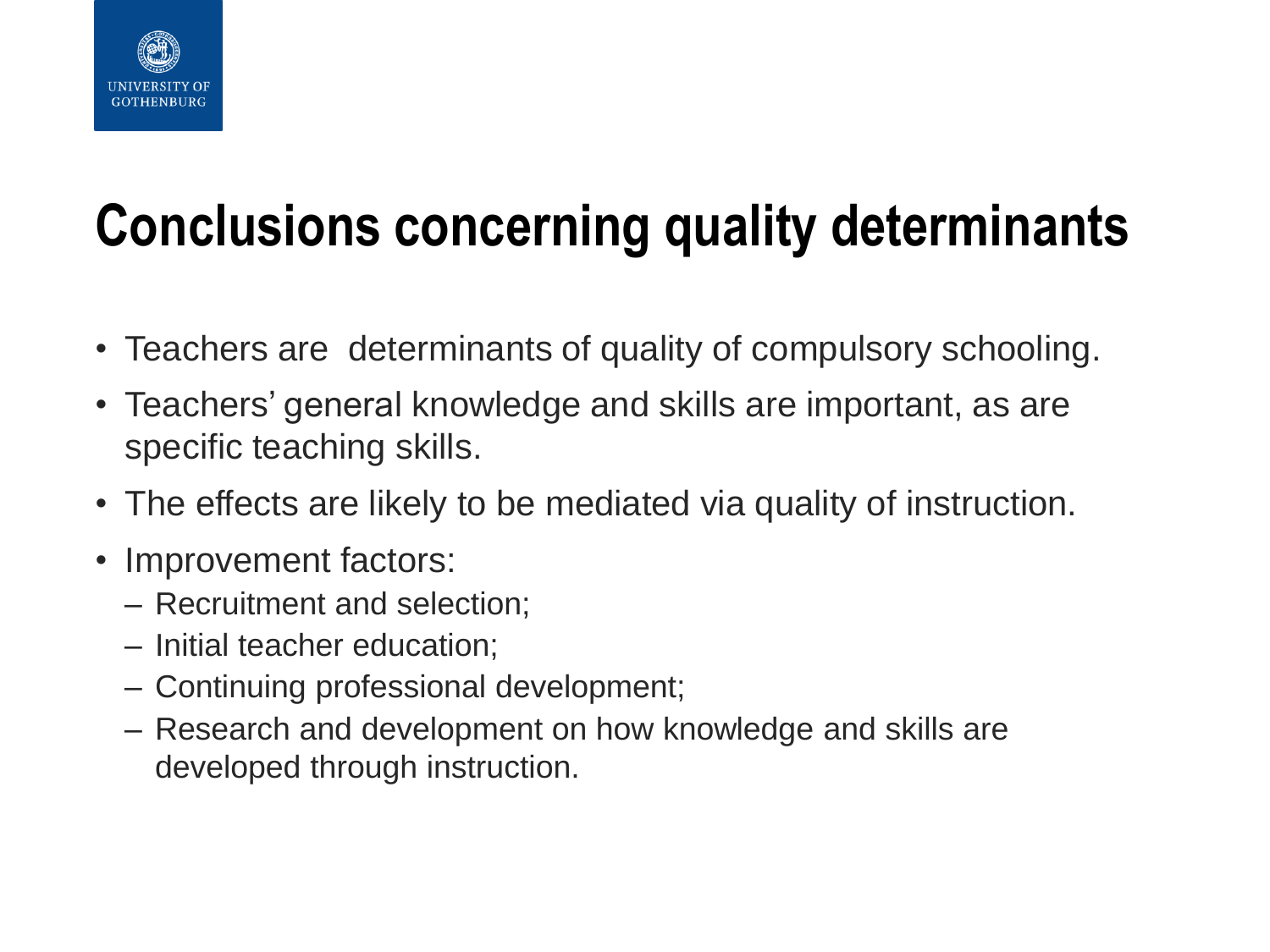# Conclusions concerning quality determinants

- Teachers are  determinants of quality of compulsory schooling.
- Teachers' general knowledge and skills are important, as are specific teaching skills.
- The effects are likely to be mediated via quality of instruction.
- Improvement factors:
  - Recruitment and selection;
  - Initial teacher education;
  - Continuing professional development;
  - Research and development on how knowledge and skills are developed through instruction.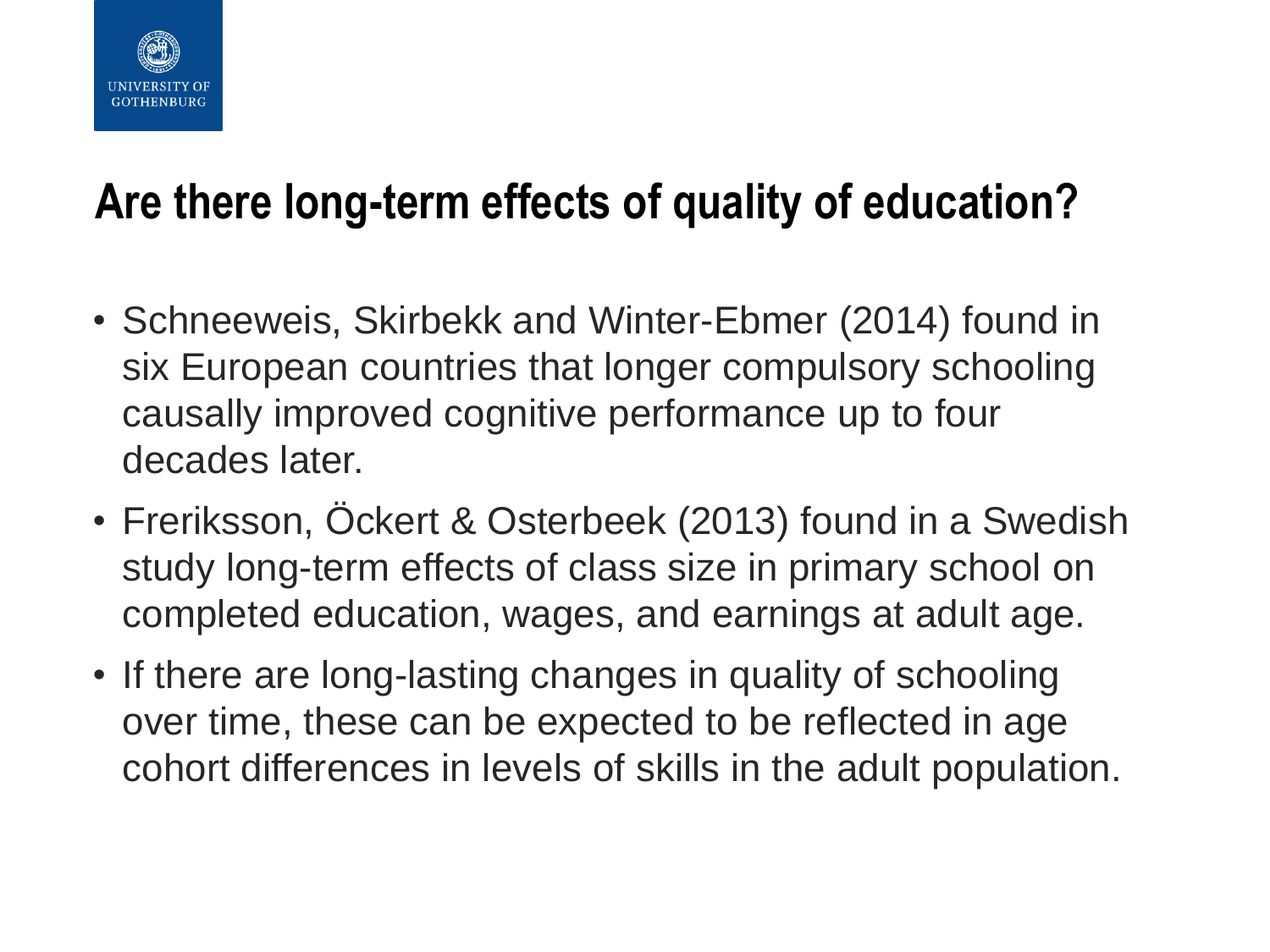## Are there long-term effects of quality of education?

- Schneeweis, Skirbekk and Winter-Ebmer (2014) found in six European countries that longer compulsory schooling causally improved cognitive performance up to four decades later.
- Freriksson, Öckert & Osterbeek (2013) found in a Swedish study long-term effects of class size in primary school on completed education, wages, and earnings at adult age.
- If there are long-lasting changes in quality of schooling over time, these can be expected to be reflected in age cohort differences in levels of skills in the adult population.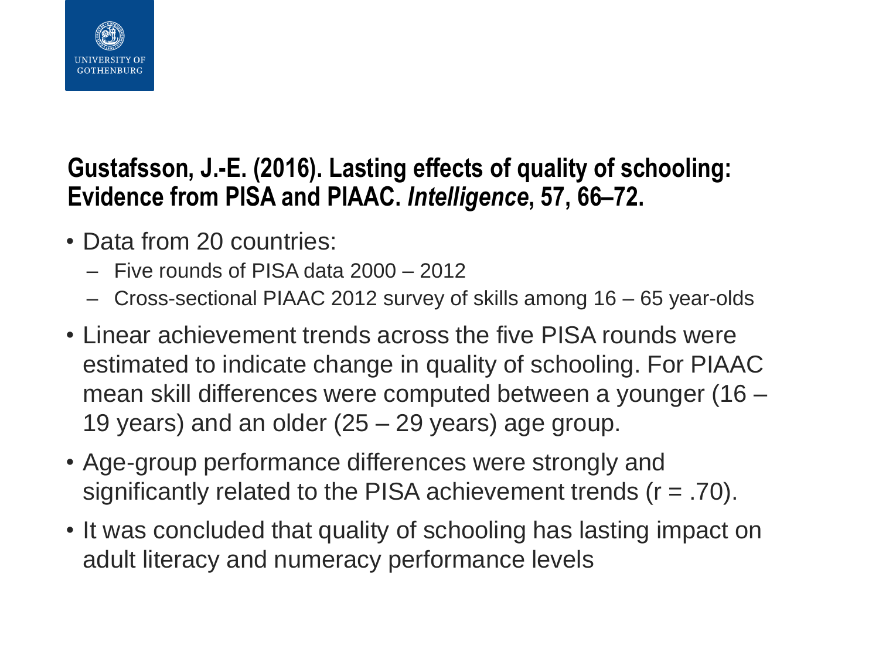## Gustafsson, J.-E. (2016). Lasting effects of quality of schooling: Evidence from PISA and PIAAC. *Intelligence*, 57, 66–72.

- Data from 20 countries:
  - Five rounds of PISA data 2000 – 2012
  - Cross-sectional PIAAC 2012 survey of skills among 16 – 65 year-olds
- Linear achievement trends across the five PISA rounds were estimated to indicate change in quality of schooling. For PIAAC mean skill differences were computed between a younger (16 – 19 years) and an older (25 – 29 years) age group.
- Age-group performance differences were strongly and significantly related to the PISA achievement trends ($r = .70$).
- It was concluded that quality of schooling has lasting impact on adult literacy and numeracy performance levels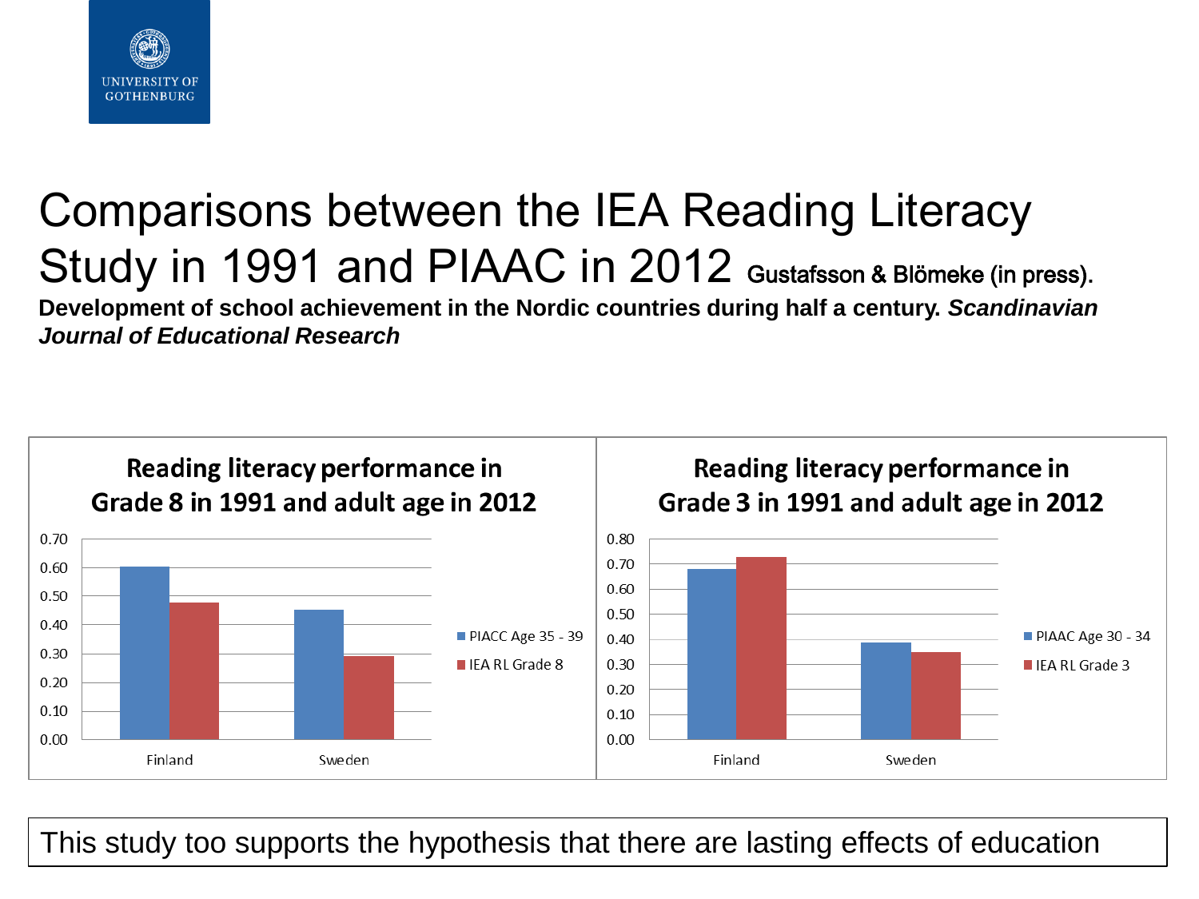# Comparisons between the IEA Reading Literacy Study in 1991 and PIAAC in 2012

Gustafsson & Blömeke (in press). **Development of school achievement in the Nordic countries during half a century. *Scandinavian Journal of Educational Research***

**Reading literacy performance in Grade 8 in 1991 and adult age in 2012**

| | PIACC Age 35 - 39 | IEA RL Grade 8 |
|---|---|---|
| Finland | 0.60 | 0.48 |
| Sweden | 0.45 | 0.29 |

**Reading literacy performance in Grade 3 in 1991 and adult age in 2012**

| | PIAAC Age 30 - 34 | IEA RL Grade 3 |
|---|---|---|
| Finland | 0.68 | 0.73 |
| Sweden | 0.39 | 0.35 |

This study too supports the hypothesis that there are lasting effects of education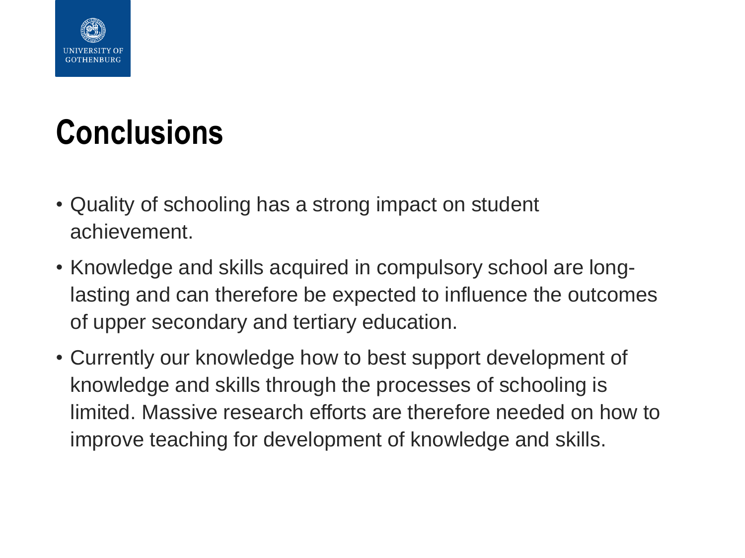# Conclusions

- Quality of schooling has a strong impact on student achievement.
- Knowledge and skills acquired in compulsory school are long-lasting and can therefore be expected to influence the outcomes of upper secondary and tertiary education.
- Currently our knowledge how to best support development of knowledge and skills through the processes of schooling is limited. Massive research efforts are therefore needed on how to improve teaching for development of knowledge and skills.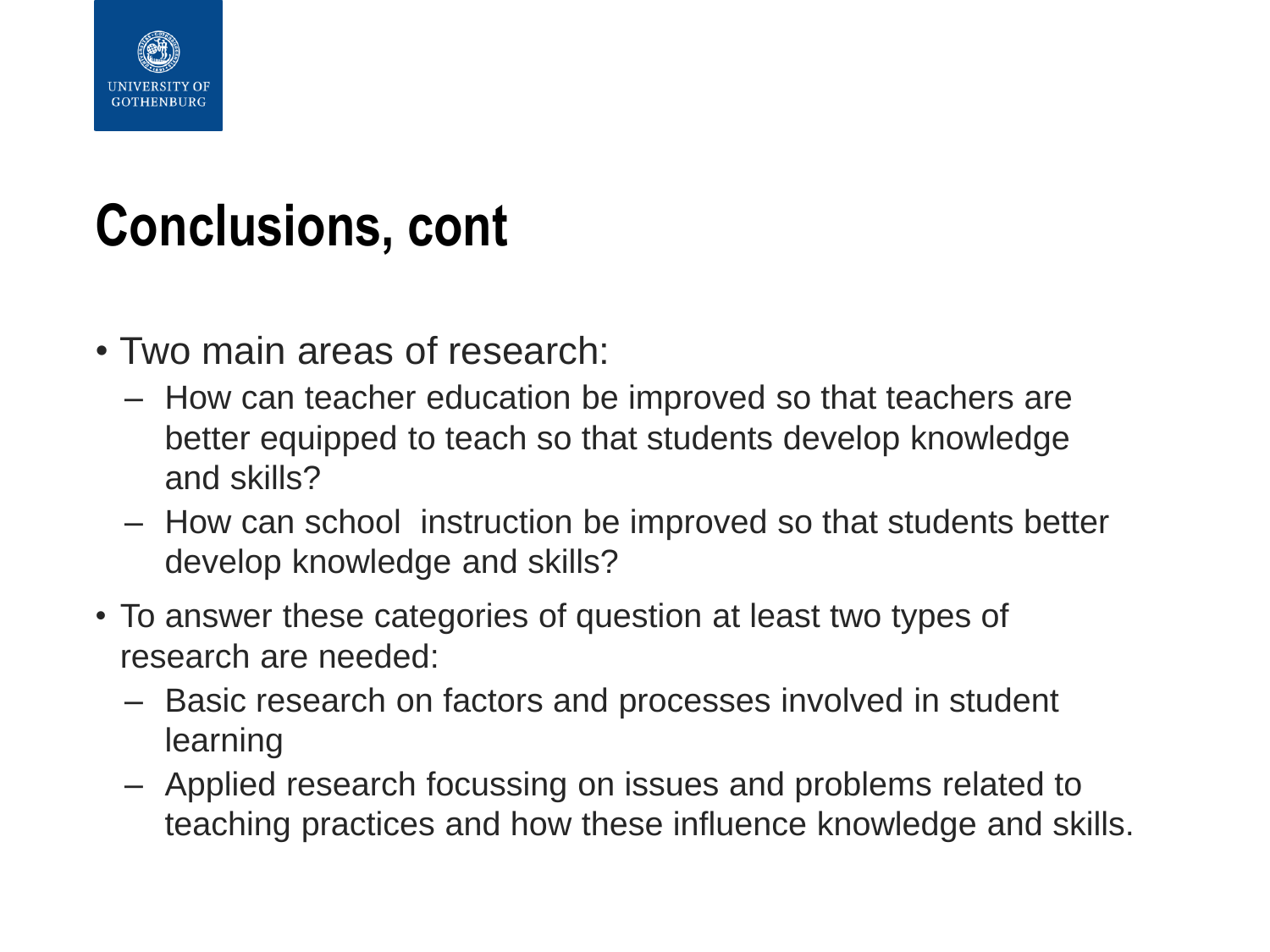# Conclusions, cont

- Two main areas of research:
  - How can teacher education be improved so that teachers are better equipped to teach so that students develop knowledge and skills?
  - How can school  instruction be improved so that students better develop knowledge and skills?
- To answer these categories of question at least two types of research are needed:
  - Basic research on factors and processes involved in student learning
  - Applied research focussing on issues and problems related to teaching practices and how these influence knowledge and skills.